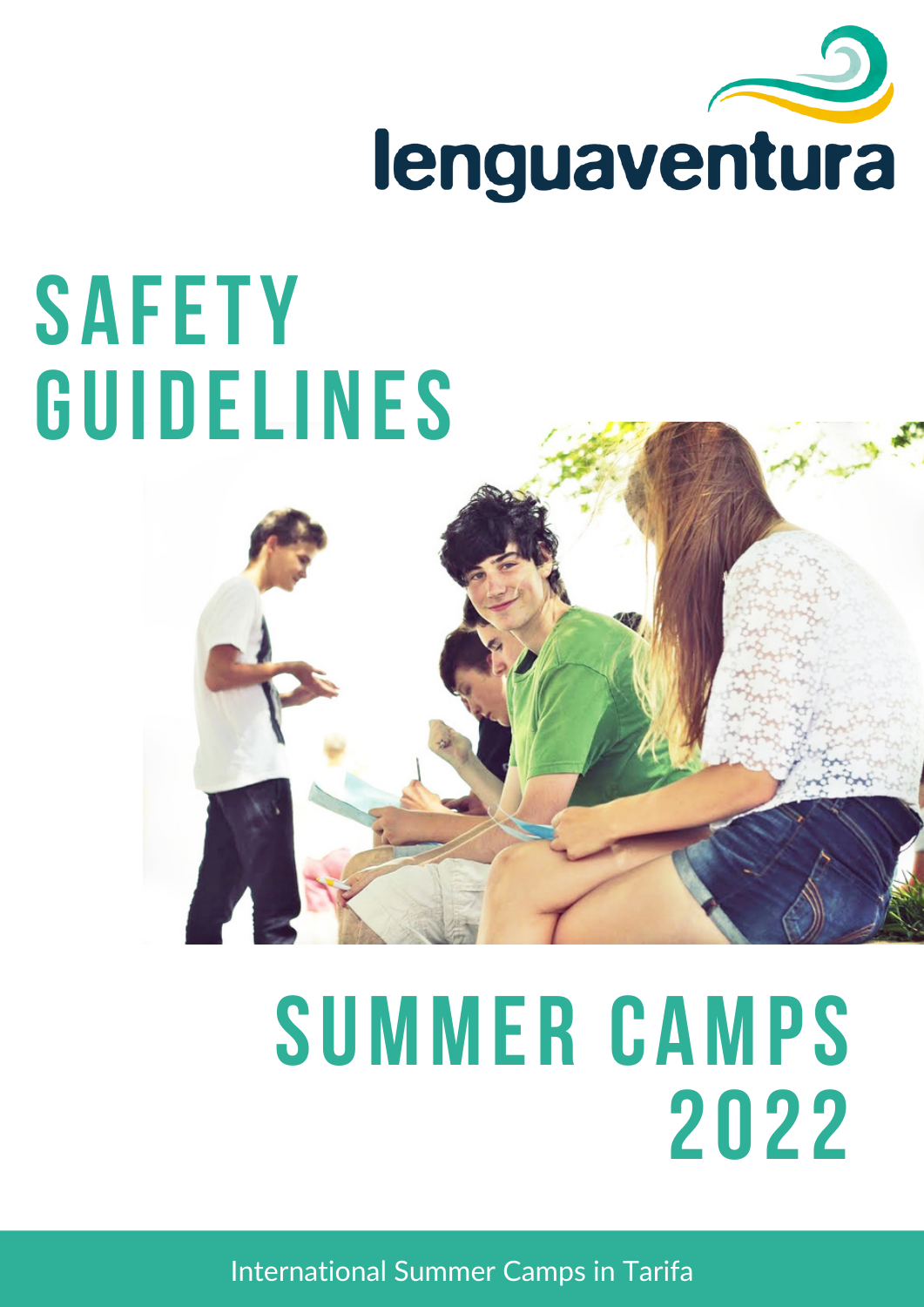lenguaventura

# SAFETY GUIDELINES

# SUMMER CAMPS 2022

International Summer Camps in Tarifa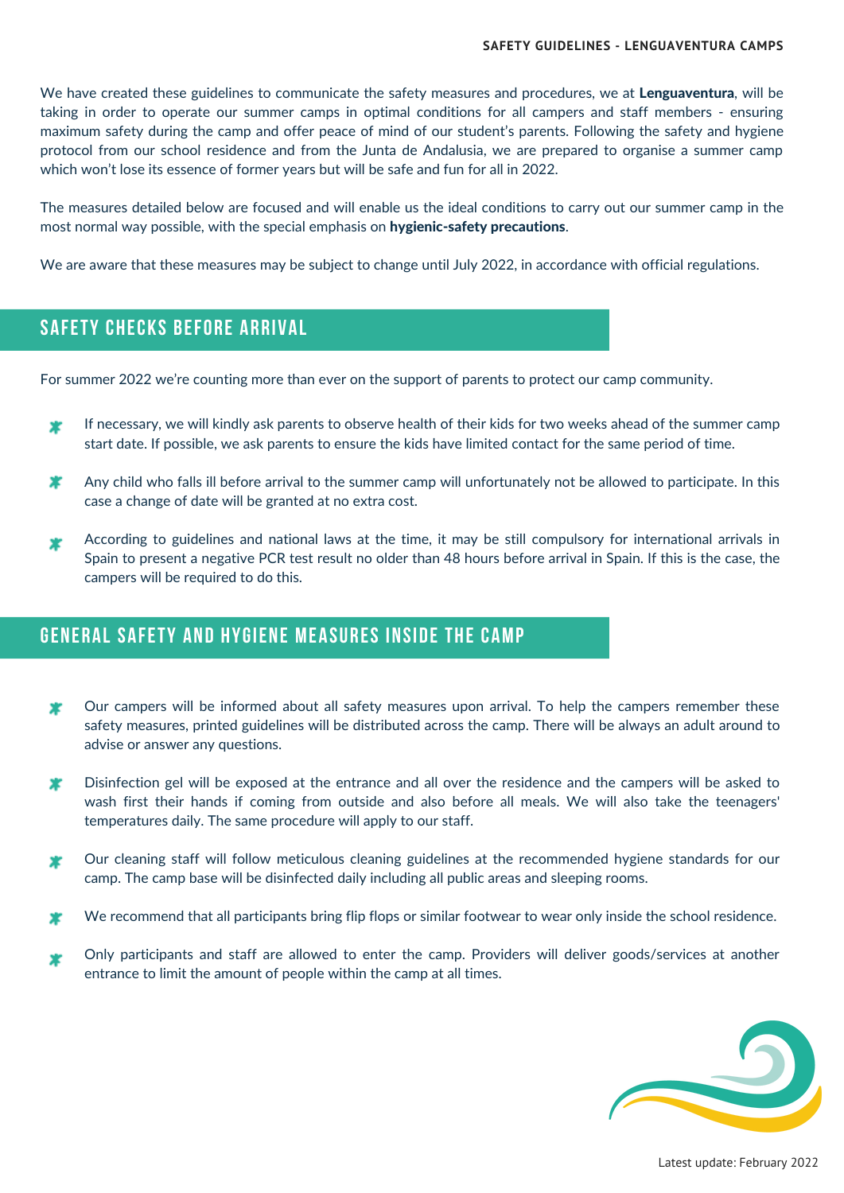We have created these guidelines to communicate the safety measures and procedures, we at **Lenguaventura**, will be taking in order to operate our summer camps in optimal conditions for all campers and staff members - ensuring maximum safety during the camp and offer peace of mind of our student's parents. Following the safety and hygiene protocol from our school residence and from the Junta de Andalusia, we are prepared to organise a summer camp which won't lose its essence of former years but will be safe and fun for all in 2022.

The measures detailed below are focused and will enable us the ideal conditions to carry out our summer camp in the most normal way possible, with the special emphasis on **hygienic-safety precautions**.

We are aware that these measures may be subject to change until July 2022, in accordance with official regulations.

## SAFETY CHECKS BEFORE ARRIVAL

For summer 2022 we're counting more than ever on the support of parents to protect our camp community.

- If necessary, we will kindly ask parents to observe health of their kids for two weeks ahead of the summer camp start date. If possible, we ask parents to ensure the kids have limited contact for the same period of time.
- Any child who falls ill before arrival to the summer camp will unfortunately not be allowed to participate. In this case a change of date will be granted at no extra cost.
- According to guidelines and national laws at the time, it may be still compulsory for international arrivals in Spain to present a negative PCR test result no older than 48 hours before arrival in Spain. If this is the case, the campers will be required to do this.

## GENERAL SAFETY AND HYGIENE MEASURES INSIDE THE CAMP

- Our campers will be informed about all safety measures upon arrival. To help the campers remember these safety measures, printed guidelines will be distributed across the camp. There will be always an adult around to advise or answer any questions.
- Disinfection gel will be exposed at the entrance and all over the residence and the campers will be asked to wash first their hands if coming from outside and also before all meals. We will also take the teenagers' temperatures daily. The same procedure will apply to our staff.
- Our cleaning staff will follow meticulous cleaning guidelines at the recommended hygiene standards for our camp. The camp base will be disinfected daily including all public areas and sleeping rooms.
- We recommend that all participants bring flip flops or similar footwear to wear only inside the school residence.
- Only participants and staff are allowed to enter the camp. Providers will deliver goods/services at another entrance to limit the amount of people within the camp at all times.

Latest update: February 2022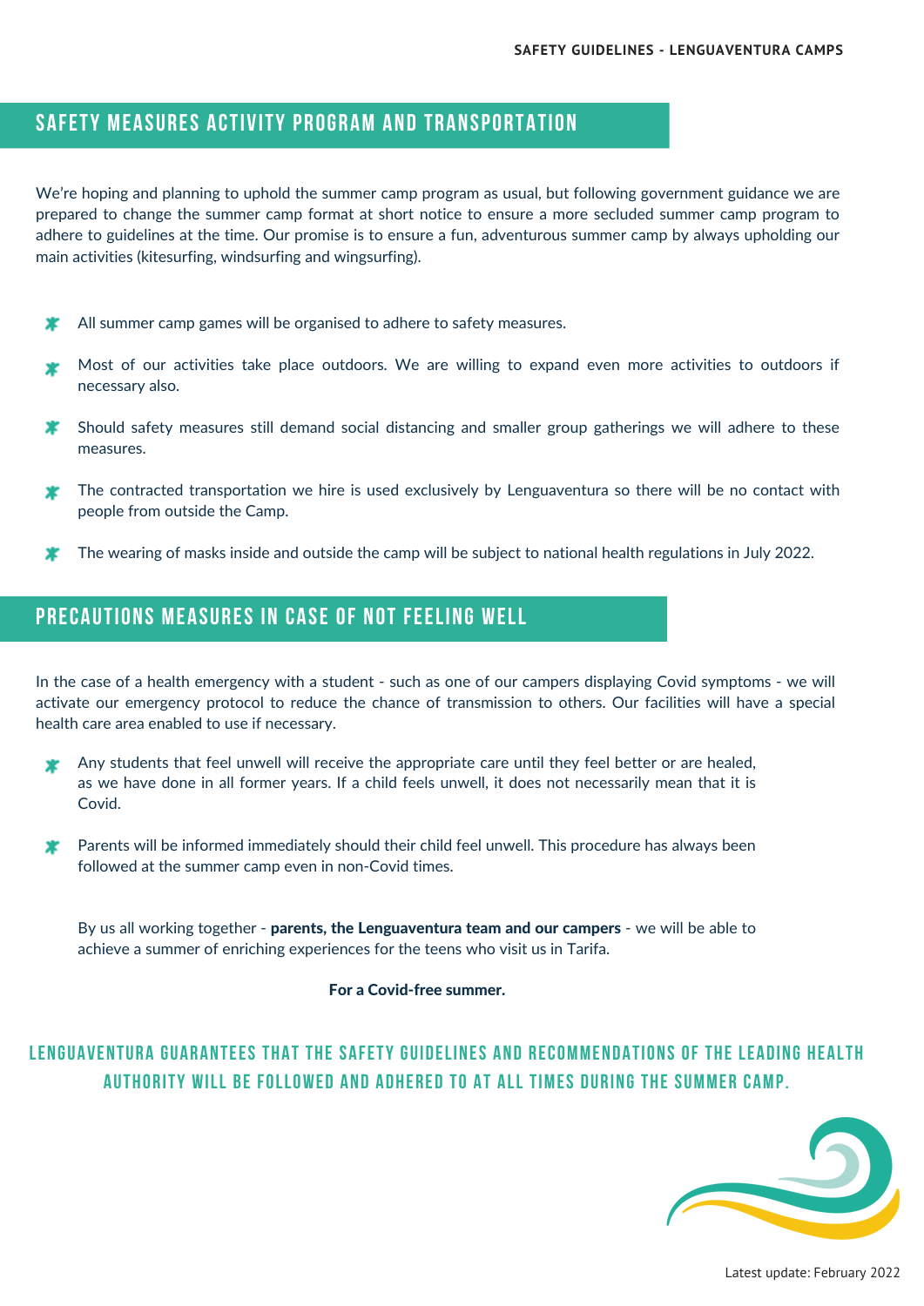## SAFETY MEASURES ACTIVITY PROGRAM AND TRANSPORTATION

We're hoping and planning to uphold the summer camp program as usual, but following government guidance we are prepared to change the summer camp format at short notice to ensure a more secluded summer camp program to adhere to guidelines at the time. Our promise is to ensure a fun, adventurous summer camp by always upholding our main activities (kitesurfing, windsurfing and wingsurfing).

- All summer camp games will be organised to adhere to safety measures.
- Most of our activities take place outdoors. We are willing to expand even more activities to outdoors if necessary also.
- Should safety measures still demand social distancing and smaller group gatherings we will adhere to these measures.
- The contracted transportation we hire is used exclusively by Lenguaventura so there will be no contact with people from outside the Camp.
- The wearing of masks inside and outside the camp will be subject to national health regulations in July 2022.

## PRECAUTIONS MEASURES IN CASE OF NOT FEELING WELL

In the case of a health emergency with a student - such as one of our campers displaying Covid symptoms - we will activate our emergency protocol to reduce the chance of transmission to others. Our facilities will have a special health care area enabled to use if necessary.

- Any students that feel unwell will receive the appropriate care until they feel better or are healed, as we have done in all former years. If a child feels unwell, it does not necessarily mean that it is Covid.
- Parents will be informed immediately should their child feel unwell. This procedure has always been followed at the summer camp even in non-Covid times.

By us all working together - **parents, the Lenguaventura team and our campers** - we will be able to achieve a summer of enriching experiences for the teens who visit us in Tarifa.

**For a Covid-free summer.**

**LENGUAVENTURA GUARANTEES THAT THE SAFETY GUIDELINES AND RECOMMENDATIONS OF THE LEADING HEALTH AUTHORITY WILL BE FOLLOWED AND ADHERED TO AT ALL TIMES DURING THE SUMMER CAMP.**

Latest update: February 2022